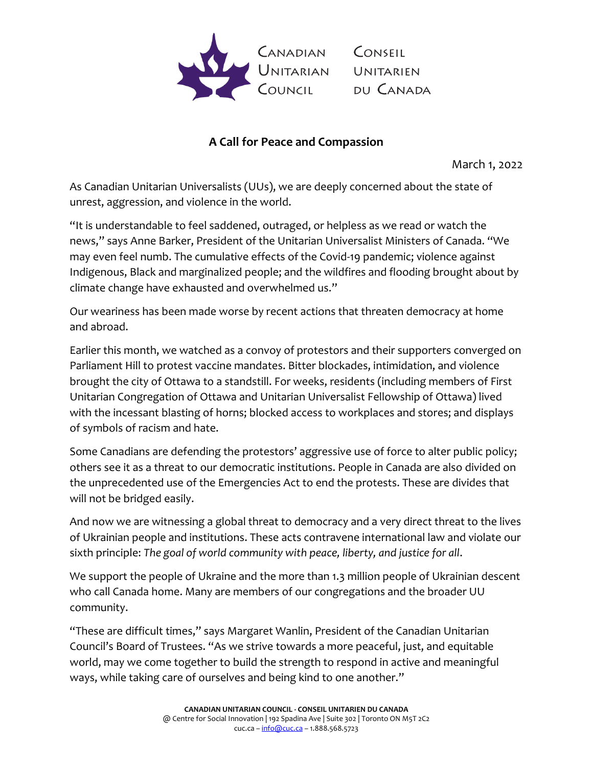Canadian Unitarian Council    Conseil Unitarien du Canada

## A Call for Peace and Compassion

March 1, 2022

As Canadian Unitarian Universalists (UUs), we are deeply concerned about the state of unrest, aggression, and violence in the world.

"It is understandable to feel saddened, outraged, or helpless as we read or watch the news," says Anne Barker, President of the Unitarian Universalist Ministers of Canada. "We may even feel numb. The cumulative effects of the Covid-19 pandemic; violence against Indigenous, Black and marginalized people; and the wildfires and flooding brought about by climate change have exhausted and overwhelmed us."

Our weariness has been made worse by recent actions that threaten democracy at home and abroad.

Earlier this month, we watched as a convoy of protestors and their supporters converged on Parliament Hill to protest vaccine mandates. Bitter blockades, intimidation, and violence brought the city of Ottawa to a standstill. For weeks, residents (including members of First Unitarian Congregation of Ottawa and Unitarian Universalist Fellowship of Ottawa) lived with the incessant blasting of horns; blocked access to workplaces and stores; and displays of symbols of racism and hate.

Some Canadians are defending the protestors' aggressive use of force to alter public policy; others see it as a threat to our democratic institutions. People in Canada are also divided on the unprecedented use of the Emergencies Act to end the protests. These are divides that will not be bridged easily.

And now we are witnessing a global threat to democracy and a very direct threat to the lives of Ukrainian people and institutions. These acts contravene international law and violate our sixth principle: *The goal of world community with peace, liberty, and justice for all*.

We support the people of Ukraine and the more than 1.3 million people of Ukrainian descent who call Canada home. Many are members of our congregations and the broader UU community.

"These are difficult times," says Margaret Wanlin, President of the Canadian Unitarian Council's Board of Trustees. "As we strive towards a more peaceful, just, and equitable world, may we come together to build the strength to respond in active and meaningful ways, while taking care of ourselves and being kind to one another."

**CANADIAN UNITARIAN COUNCIL - CONSEIL UNITARIEN DU CANADA**
@ Centre for Social Innovation | 192 Spadina Ave | Suite 302 | Toronto ON M5T 2C2
cuc.ca – info@cuc.ca – 1.888.568.5723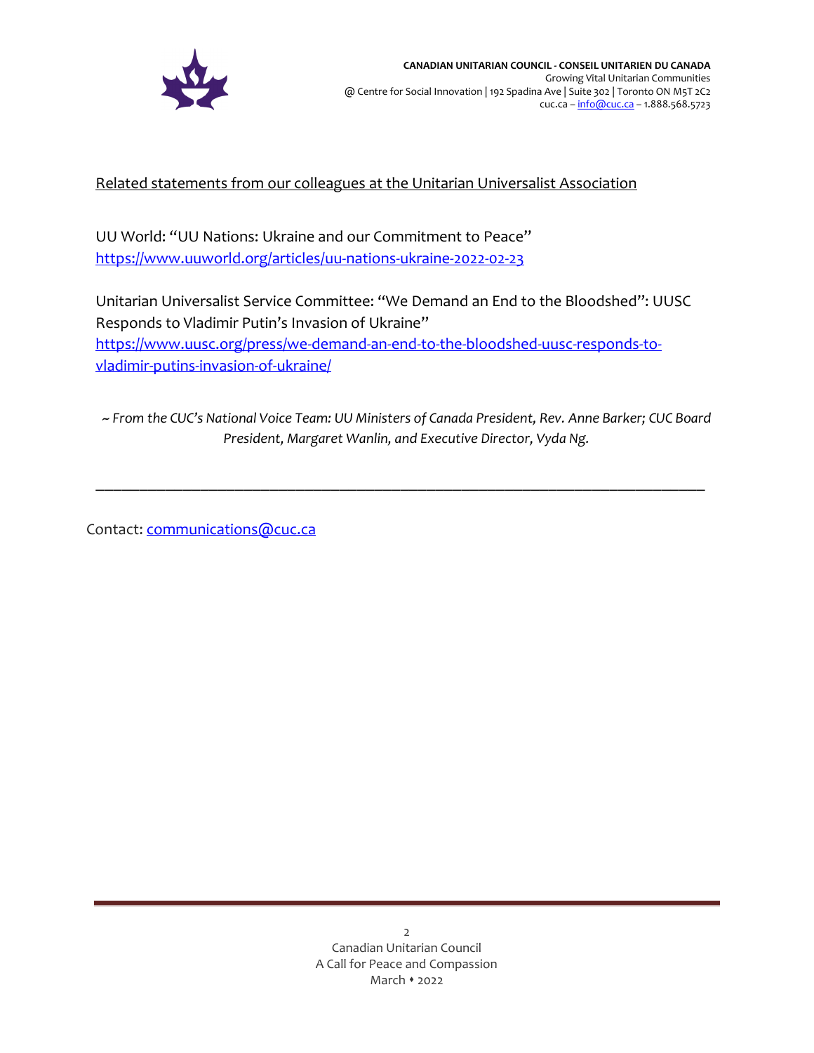Related statements from our colleagues at the Unitarian Universalist Association

UU World: "UU Nations: Ukraine and our Commitment to Peace"
https://www.uuworld.org/articles/uu-nations-ukraine-2022-02-23

Unitarian Universalist Service Committee: "We Demand an End to the Bloodshed": UUSC Responds to Vladimir Putin's Invasion of Ukraine"
https://www.uusc.org/press/we-demand-an-end-to-the-bloodshed-uusc-responds-to-vladimir-putins-invasion-of-ukraine/

*~ From the CUC's National Voice Team: UU Ministers of Canada President, Rev. Anne Barker; CUC Board President, Margaret Wanlin, and Executive Director, Vyda Ng.*

---

Contact: communications@cuc.ca